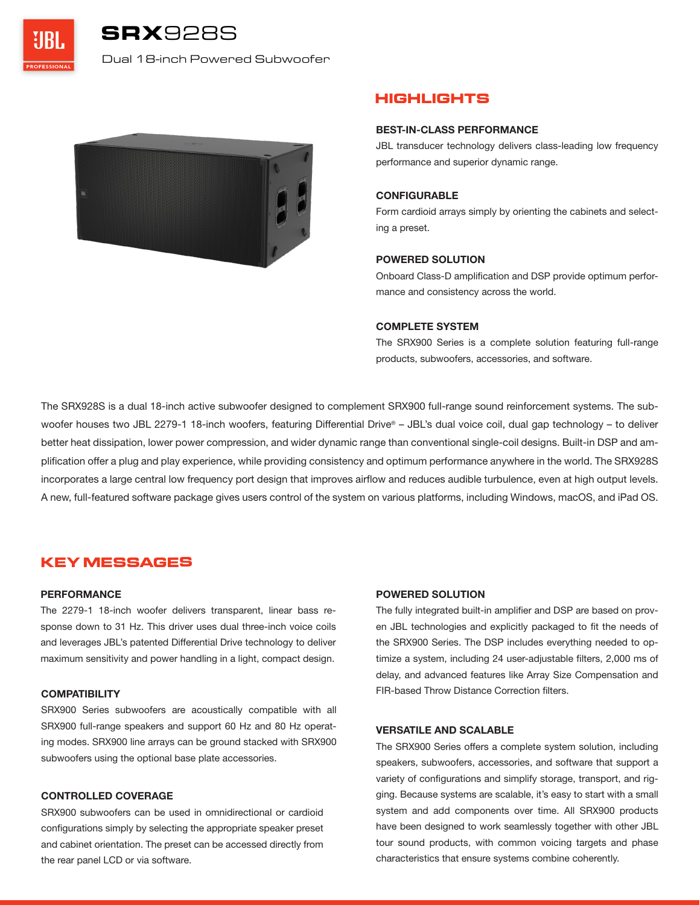# SRX928S

Dual 18-inch Powered Subwoofer

## HIGHLIGHTS

**BEST-IN-CLASS PERFORMANCE**

JBL transducer technology delivers class-leading low frequency performance and superior dynamic range.

**CONFIGURABLE**

Form cardioid arrays simply by orienting the cabinets and selecting a preset.

**POWERED SOLUTION**

Onboard Class-D amplification and DSP provide optimum performance and consistency across the world.

**COMPLETE SYSTEM**

The SRX900 Series is a complete solution featuring full-range products, subwoofers, accessories, and software.

The SRX928S is a dual 18-inch active subwoofer designed to complement SRX900 full-range sound reinforcement systems. The subwoofer houses two JBL 2279-1 18-inch woofers, featuring Differential Drive® – JBL's dual voice coil, dual gap technology – to deliver better heat dissipation, lower power compression, and wider dynamic range than conventional single-coil designs. Built-in DSP and amplification offer a plug and play experience, while providing consistency and optimum performance anywhere in the world. The SRX928S incorporates a large central low frequency port design that improves airflow and reduces audible turbulence, even at high output levels. A new, full-featured software package gives users control of the system on various platforms, including Windows, macOS, and iPad OS.

## KEY MESSAGES

**PERFORMANCE**

The 2279-1 18-inch woofer delivers transparent, linear bass response down to 31 Hz. This driver uses dual three-inch voice coils and leverages JBL's patented Differential Drive technology to deliver maximum sensitivity and power handling in a light, compact design.

**COMPATIBILITY**

SRX900 Series subwoofers are acoustically compatible with all SRX900 full-range speakers and support 60 Hz and 80 Hz operating modes. SRX900 line arrays can be ground stacked with SRX900 subwoofers using the optional base plate accessories.

**CONTROLLED COVERAGE**

SRX900 subwoofers can be used in omnidirectional or cardioid configurations simply by selecting the appropriate speaker preset and cabinet orientation. The preset can be accessed directly from the rear panel LCD or via software.

**POWERED SOLUTION**

The fully integrated built-in amplifier and DSP are based on proven JBL technologies and explicitly packaged to fit the needs of the SRX900 Series. The DSP includes everything needed to optimize a system, including 24 user-adjustable filters, 2,000 ms of delay, and advanced features like Array Size Compensation and FIR-based Throw Distance Correction filters.

**VERSATILE AND SCALABLE**

The SRX900 Series offers a complete system solution, including speakers, subwoofers, accessories, and software that support a variety of configurations and simplify storage, transport, and rigging. Because systems are scalable, it's easy to start with a small system and add components over time. All SRX900 products have been designed to work seamlessly together with other JBL tour sound products, with common voicing targets and phase characteristics that ensure systems combine coherently.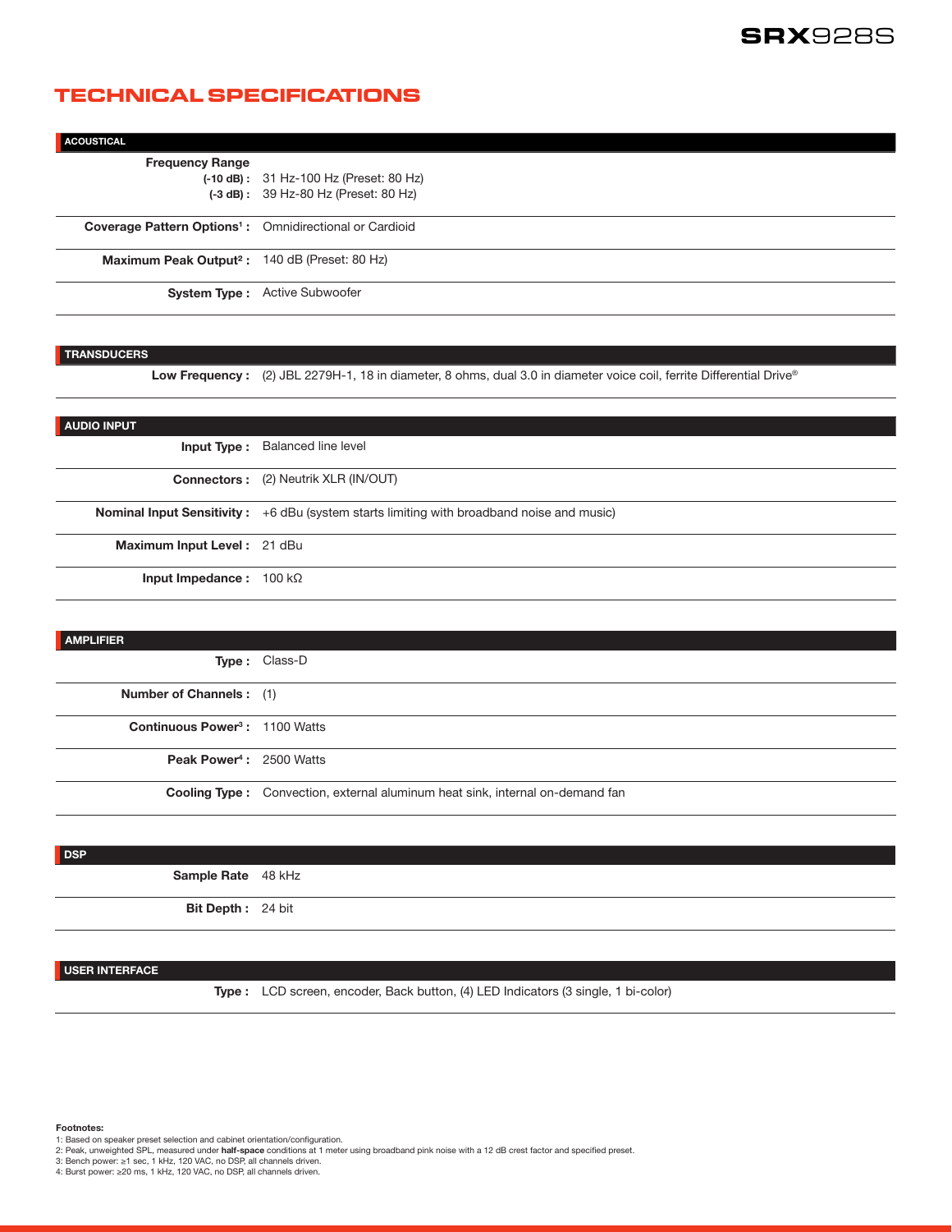# TECHNICAL SPECIFICATIONS

## ACOUSTICAL

| | |
|---|---|
| **Frequency Range** | |
| **(-10 dB) :** | 31 Hz-100 Hz (Preset: 80 Hz) |
| **(-3 dB) :** | 39 Hz-80 Hz (Preset: 80 Hz) |
| **Coverage Pattern Options[1] :** | Omnidirectional or Cardioid |
| **Maximum Peak Output[2] :** | 140 dB (Preset: 80 Hz) |
| **System Type :** | Active Subwoofer |

## TRANSDUCERS

| | |
|---|---|
| **Low Frequency :** | (2) JBL 2279H-1, 18 in diameter, 8 ohms, dual 3.0 in diameter voice coil, ferrite Differential Drive® |

## AUDIO INPUT

| | |
|---|---|
| **Input Type :** | Balanced line level |
| **Connectors :** | (2) Neutrik XLR (IN/OUT) |
| **Nominal Input Sensitivity :** | +6 dBu (system starts limiting with broadband noise and music) |
| **Maximum Input Level :** | 21 dBu |
| **Input Impedance :** | 100 kΩ |

## AMPLIFIER

| | |
|---|---|
| **Type :** | Class-D |
| **Number of Channels :** | (1) |
| **Continuous Power[3] :** | 1100 Watts |
| **Peak Power[4] :** | 2500 Watts |
| **Cooling Type :** | Convection, external aluminum heat sink, internal on-demand fan |

## DSP

| | |
|---|---|
| **Sample Rate** | 48 kHz |
| **Bit Depth :** | 24 bit |

## USER INTERFACE

| | |
|---|---|
| **Type :** | LCD screen, encoder, Back button, (4) LED Indicators (3 single, 1 bi-color) |

**Footnotes:**

1: Based on speaker preset selection and cabinet orientation/configuration.
2: Peak, unweighted SPL, measured under **half-space** conditions at 1 meter using broadband pink noise with a 12 dB crest factor and specified preset.
3: Bench power: ≥1 sec, 1 kHz, 120 VAC, no DSP, all channels driven.
4: Burst power: ≥20 ms, 1 kHz, 120 VAC, no DSP, all channels driven.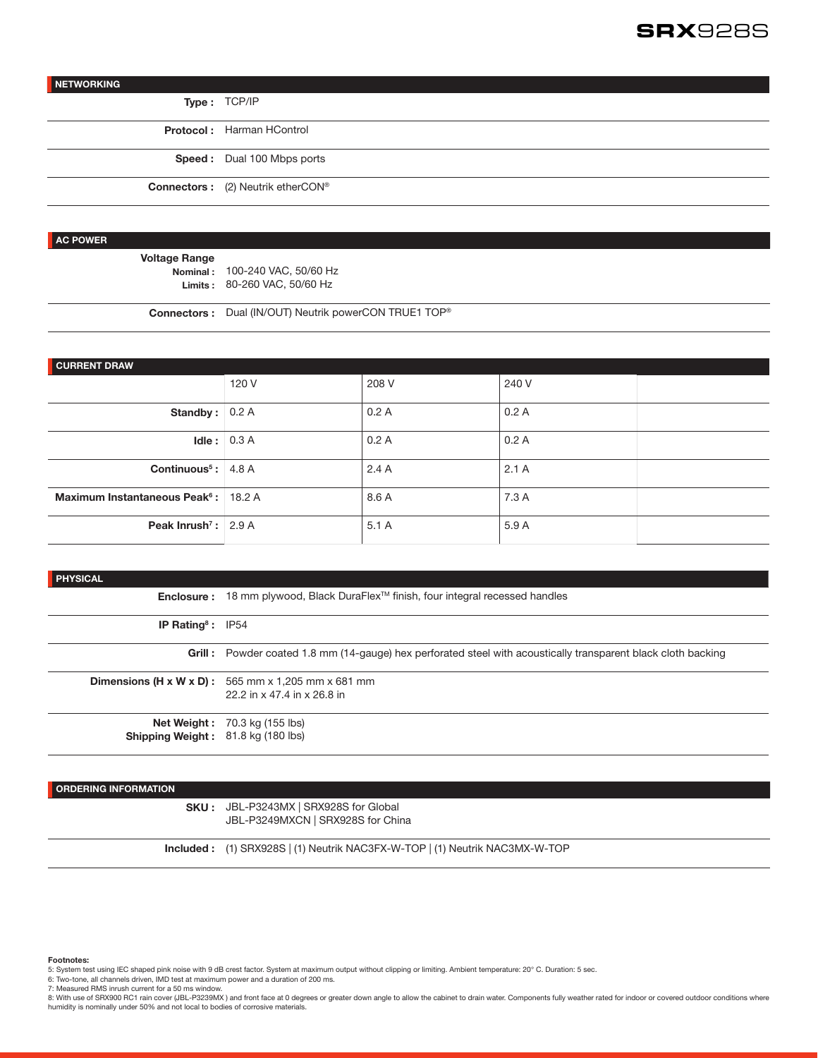## NETWORKING

| | |
|---|---|
| **Type:** | TCP/IP |
| **Protocol:** | Harman HControl |
| **Speed:** | Dual 100 Mbps ports |
| **Connectors:** | (2) Neutrik etherCON® |

## AC POWER

| | |
|---|---|
| **Voltage Range** | |
| **Nominal:** | 100-240 VAC, 50/60 Hz |
| **Limits:** | 80-260 VAC, 50/60 Hz |
| **Connectors:** | Dual (IN/OUT) Neutrik powerCON TRUE1 TOP® |

## CURRENT DRAW

| | 120 V | 208 V | 240 V | |
|---|---|---|---|---|
| **Standby:** | 0.2 A | 0.2 A | 0.2 A | |
| **Idle:** | 0.3 A | 0.2 A | 0.2 A | |
| **Continuous[5]:** | 4.8 A | 2.4 A | 2.1 A | |
| **Maximum Instantaneous Peak[6]:** | 18.2 A | 8.6 A | 7.3 A | |
| **Peak Inrush[7]:** | 2.9 A | 5.1 A | 5.9 A | |

## PHYSICAL

| | |
|---|---|
| **Enclosure:** | 18 mm plywood, Black DuraFlex™ finish, four integral recessed handles |
| **IP Rating[8]:** | IP54 |
| **Grill:** | Powder coated 1.8 mm (14-gauge) hex perforated steel with acoustically transparent black cloth backing |
| **Dimensions (H x W x D):** | 565 mm x 1,205 mm x 681 mm<br>22.2 in x 47.4 in x 26.8 in |
| **Net Weight:** | 70.3 kg (155 lbs) |
| **Shipping Weight:** | 81.8 kg (180 lbs) |

## ORDERING INFORMATION

| | |
|---|---|
| **SKU:** | JBL-P3243MX \| SRX928S for Global<br>JBL-P3249MXCN \| SRX928S for China |
| **Included:** | (1) SRX928S \| (1) Neutrik NAC3FX-W-TOP \| (1) Neutrik NAC3MX-W-TOP |

**Footnotes:**

5: System test using IEC shaped pink noise with 9 dB crest factor. System at maximum output without clipping or limiting. Ambient temperature: 20° C. Duration: 5 sec.

6: Two-tone, all channels driven, IMD test at maximum power and a duration of 200 ms.

7: Measured RMS inrush current for a 50 ms window.

8: With use of SRX900 RC1 rain cover (JBL-P3239MX ) and front face at 0 degrees or greater down angle to allow the cabinet to drain water. Components fully weather rated for indoor or covered outdoor conditions where humidity is nominally under 50% and not local to bodies of corrosive materials.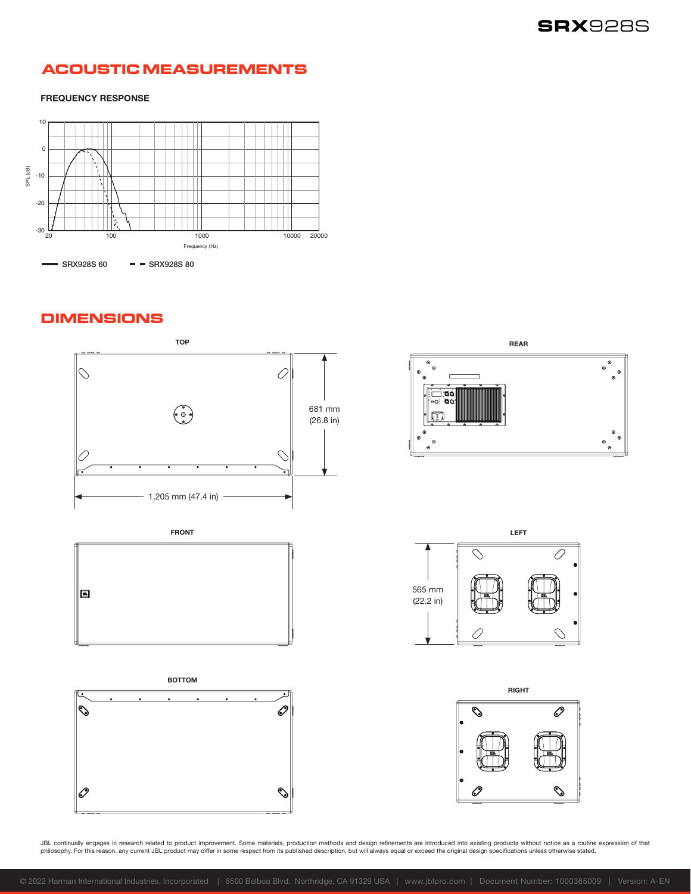## ACOUSTIC MEASUREMENTS

### FREQUENCY RESPONSE

10
0
-10
-20
-30
SPL (dB)
20
100
1000
10000
20000
Frequency (Hz)

SRX928S 60
SRX928S 80

## DIMENSIONS

TOP

681 mm
(26.8 in)

1,205 mm (47.4 in)

REAR

FRONT

LEFT

565 mm
(22.2 in)

BOTTOM

RIGHT

JBL continually engages in research related to product improvement. Some materials, production methods and design refinements are introduced into existing products without notice as a routine expression of that philosophy. For this reason, any current JBL product may differ in some respect from its published description, but will always equal or exceed the original design specifications unless otherwise stated.

© 2022 Harman International Industries, Incorporated | 8500 Balboa Blvd. Northridge, CA 91329 USA | www.jblpro.com | Document Number: 1000365009 | Version: A-EN